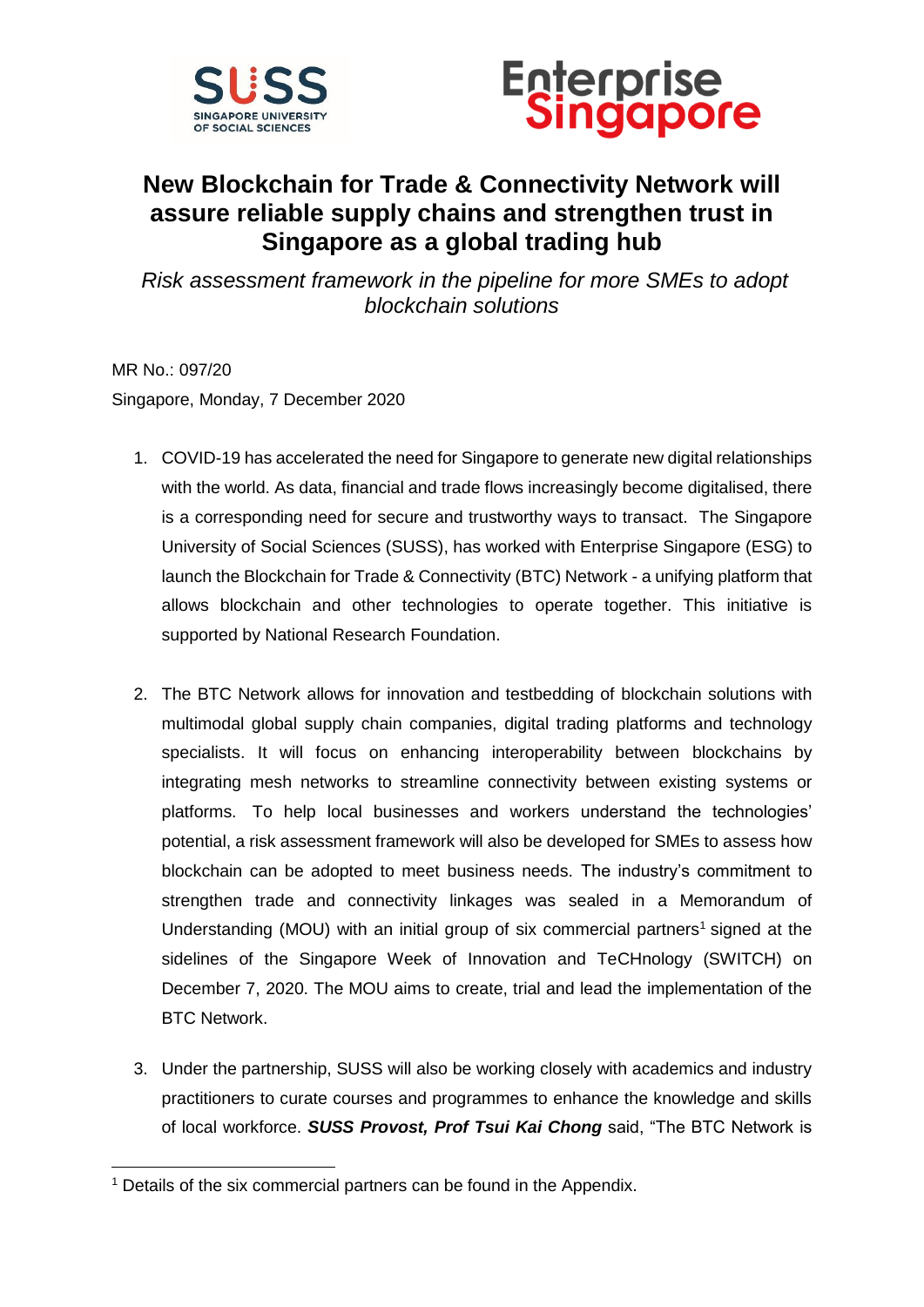# New Blockchain for Trade & Connectivity Network will assure reliable supply chains and strengthen trust in Singapore as a global trading hub

*Risk assessment framework in the pipeline for more SMEs to adopt blockchain solutions*

MR No.: 097/20

Singapore, Monday, 7 December 2020

1. COVID-19 has accelerated the need for Singapore to generate new digital relationships with the world. As data, financial and trade flows increasingly become digitalised, there is a corresponding need for secure and trustworthy ways to transact. The Singapore University of Social Sciences (SUSS), has worked with Enterprise Singapore (ESG) to launch the Blockchain for Trade & Connectivity (BTC) Network - a unifying platform that allows blockchain and other technologies to operate together. This initiative is supported by National Research Foundation.

2. The BTC Network allows for innovation and testbedding of blockchain solutions with multimodal global supply chain companies, digital trading platforms and technology specialists. It will focus on enhancing interoperability between blockchains by integrating mesh networks to streamline connectivity between existing systems or platforms. To help local businesses and workers understand the technologies' potential, a risk assessment framework will also be developed for SMEs to assess how blockchain can be adopted to meet business needs. The industry's commitment to strengthen trade and connectivity linkages was sealed in a Memorandum of Understanding (MOU) with an initial group of six commercial partners[1] signed at the sidelines of the Singapore Week of Innovation and TeCHnology (SWITCH) on December 7, 2020. The MOU aims to create, trial and lead the implementation of the BTC Network.

3. Under the partnership, SUSS will also be working closely with academics and industry practitioners to curate courses and programmes to enhance the knowledge and skills of local workforce. ***SUSS Provost, Prof Tsui Kai Chong*** said, "The BTC Network is

[1] Details of the six commercial partners can be found in the Appendix.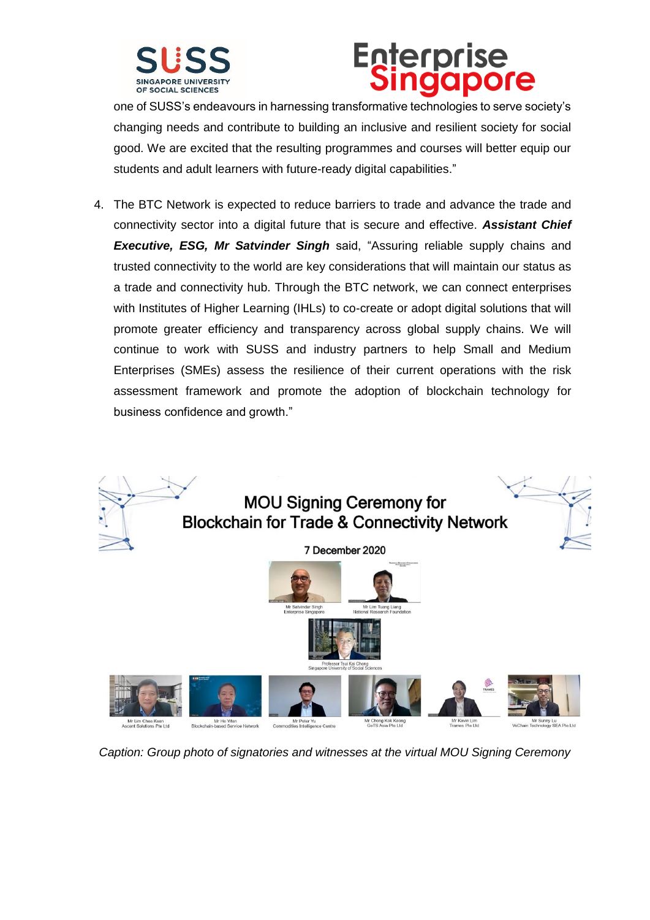one of SUSS's endeavours in harnessing transformative technologies to serve society's changing needs and contribute to building an inclusive and resilient society for social good. We are excited that the resulting programmes and courses will better equip our students and adult learners with future-ready digital capabilities."

4. The BTC Network is expected to reduce barriers to trade and advance the trade and connectivity sector into a digital future that is secure and effective. ***Assistant Chief Executive, ESG, Mr Satvinder Singh*** said, "Assuring reliable supply chains and trusted connectivity to the world are key considerations that will maintain our status as a trade and connectivity hub. Through the BTC network, we can connect enterprises with Institutes of Higher Learning (IHLs) to co-create or adopt digital solutions that will promote greater efficiency and transparency across global supply chains. We will continue to work with SUSS and industry partners to help Small and Medium Enterprises (SMEs) assess the resilience of their current operations with the risk assessment framework and promote the adoption of blockchain technology for business confidence and growth."

*Caption: Group photo of signatories and witnesses at the virtual MOU Signing Ceremony*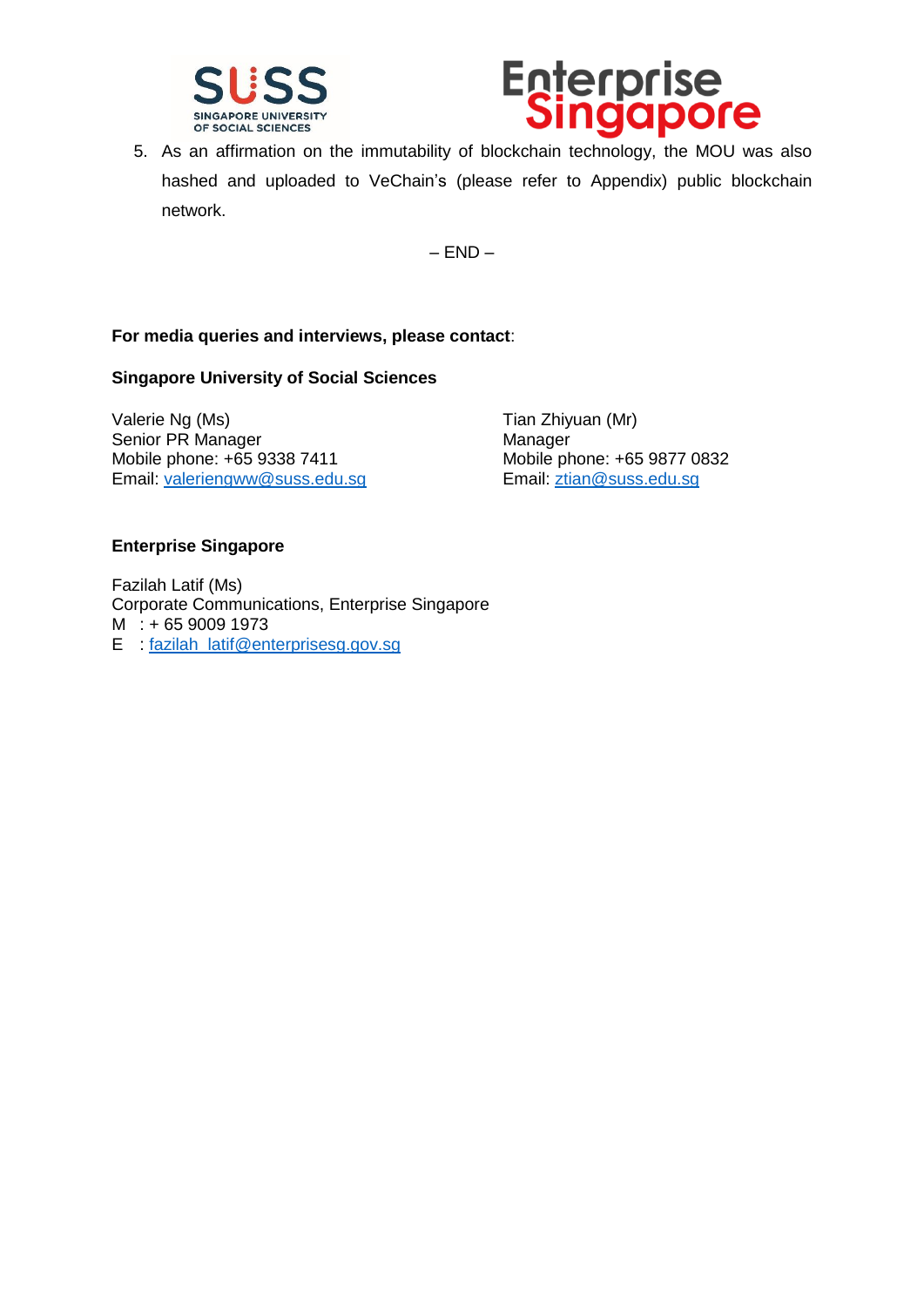5. As an affirmation on the immutability of blockchain technology, the MOU was also hashed and uploaded to VeChain's (please refer to Appendix) public blockchain network.

– END –

**For media queries and interviews, please contact**:

**Singapore University of Social Sciences**

Valerie Ng (Ms)
Senior PR Manager
Mobile phone: +65 9338 7411
Email: valeriengww@suss.edu.sg

Tian Zhiyuan (Mr)
Manager
Mobile phone: +65 9877 0832
Email: ztian@suss.edu.sg

**Enterprise Singapore**

Fazilah Latif (Ms)
Corporate Communications, Enterprise Singapore
M : + 65 9009 1973
E : fazilah_latif@enterprisesg.gov.sg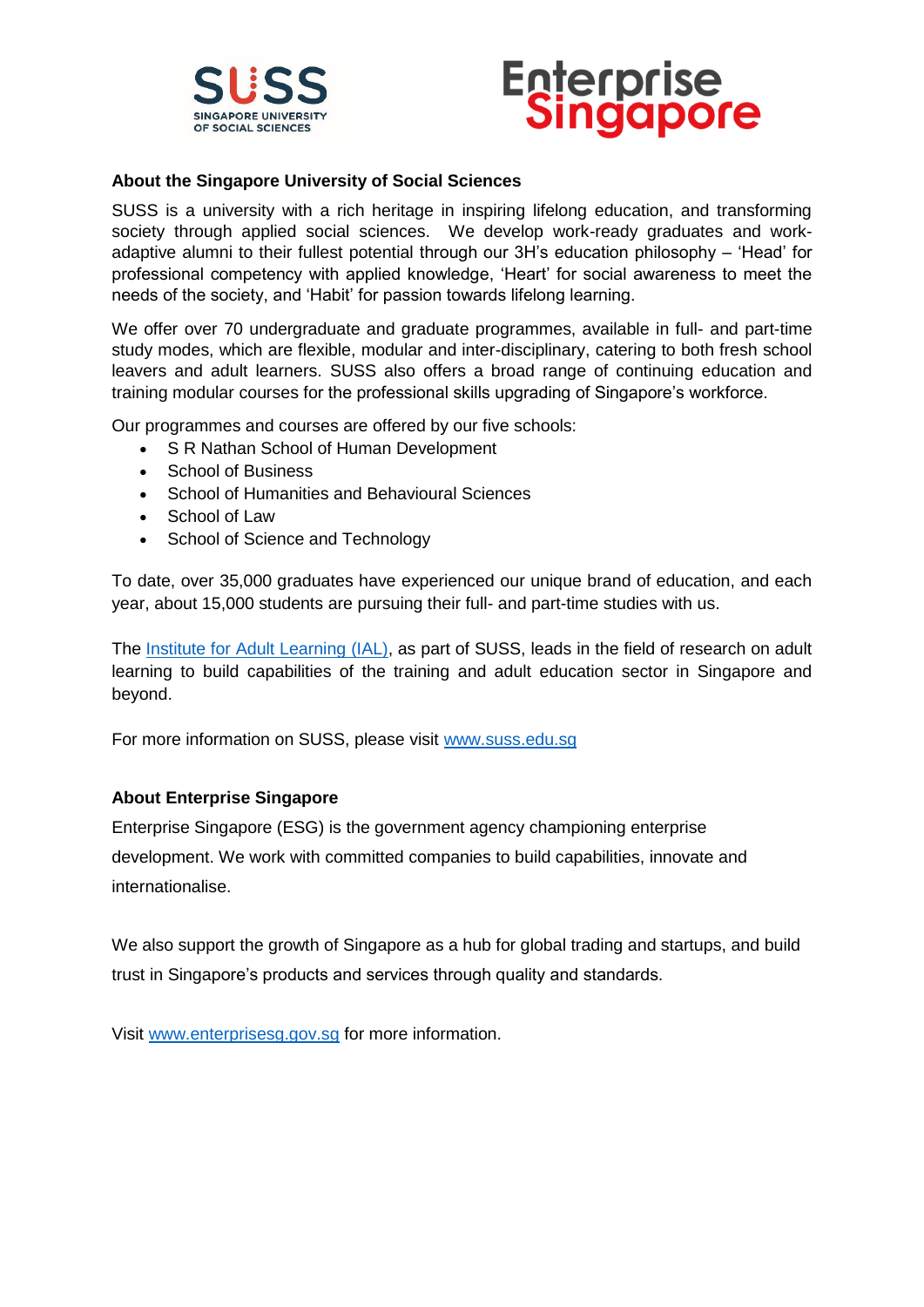## About the Singapore University of Social Sciences

SUSS is a university with a rich heritage in inspiring lifelong education, and transforming society through applied social sciences. We develop work-ready graduates and work-adaptive alumni to their fullest potential through our 3H's education philosophy – 'Head' for professional competency with applied knowledge, 'Heart' for social awareness to meet the needs of the society, and 'Habit' for passion towards lifelong learning.

We offer over 70 undergraduate and graduate programmes, available in full- and part-time study modes, which are flexible, modular and inter-disciplinary, catering to both fresh school leavers and adult learners. SUSS also offers a broad range of continuing education and training modular courses for the professional skills upgrading of Singapore's workforce.

Our programmes and courses are offered by our five schools:

- S R Nathan School of Human Development
- School of Business
- School of Humanities and Behavioural Sciences
- School of Law
- School of Science and Technology

To date, over 35,000 graduates have experienced our unique brand of education, and each year, about 15,000 students are pursuing their full- and part-time studies with us.

The Institute for Adult Learning (IAL), as part of SUSS, leads in the field of research on adult learning to build capabilities of the training and adult education sector in Singapore and beyond.

For more information on SUSS, please visit www.suss.edu.sg

## About Enterprise Singapore

Enterprise Singapore (ESG) is the government agency championing enterprise development. We work with committed companies to build capabilities, innovate and internationalise.

We also support the growth of Singapore as a hub for global trading and startups, and build trust in Singapore's products and services through quality and standards.

Visit www.enterprisesg.gov.sg for more information.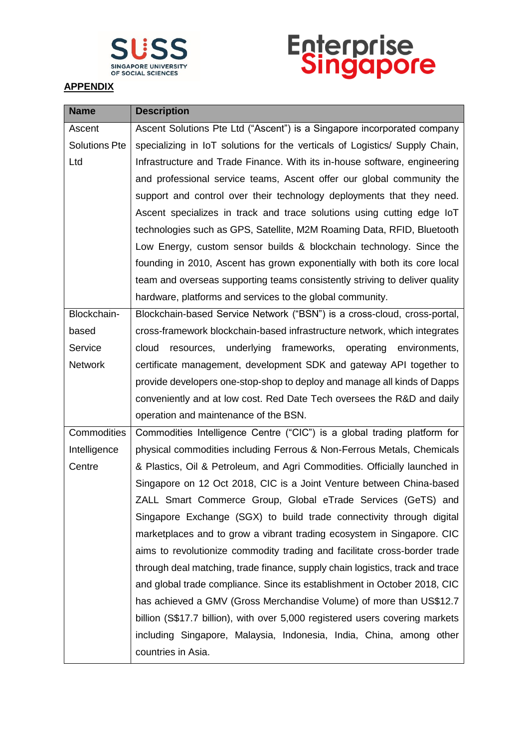**APPENDIX**

| Name | Description |
|---|---|
| Ascent Solutions Pte Ltd | Ascent Solutions Pte Ltd ("Ascent") is a Singapore incorporated company specializing in IoT solutions for the verticals of Logistics/ Supply Chain, Infrastructure and Trade Finance. With its in-house software, engineering and professional service teams, Ascent offer our global community the support and control over their technology deployments that they need. Ascent specializes in track and trace solutions using cutting edge IoT technologies such as GPS, Satellite, M2M Roaming Data, RFID, Bluetooth Low Energy, custom sensor builds & blockchain technology. Since the founding in 2010, Ascent has grown exponentially with both its core local team and overseas supporting teams consistently striving to deliver quality hardware, platforms and services to the global community. |
| Blockchain-based Service Network | Blockchain-based Service Network ("BSN") is a cross-cloud, cross-portal, cross-framework blockchain-based infrastructure network, which integrates cloud resources, underlying frameworks, operating environments, certificate management, development SDK and gateway API together to provide developers one-stop-shop to deploy and manage all kinds of Dapps conveniently and at low cost. Red Date Tech oversees the R&D and daily operation and maintenance of the BSN. |
| Commodities Intelligence Centre | Commodities Intelligence Centre ("CIC") is a global trading platform for physical commodities including Ferrous & Non-Ferrous Metals, Chemicals & Plastics, Oil & Petroleum, and Agri Commodities. Officially launched in Singapore on 12 Oct 2018, CIC is a Joint Venture between China-based ZALL Smart Commerce Group, Global eTrade Services (GeTS) and Singapore Exchange (SGX) to build trade connectivity through digital marketplaces and to grow a vibrant trading ecosystem in Singapore. CIC aims to revolutionize commodity trading and facilitate cross-border trade through deal matching, trade finance, supply chain logistics, track and trace and global trade compliance. Since its establishment in October 2018, CIC has achieved a GMV (Gross Merchandise Volume) of more than US$12.7 billion (S$17.7 billion), with over 5,000 registered users covering markets including Singapore, Malaysia, Indonesia, India, China, among other countries in Asia. |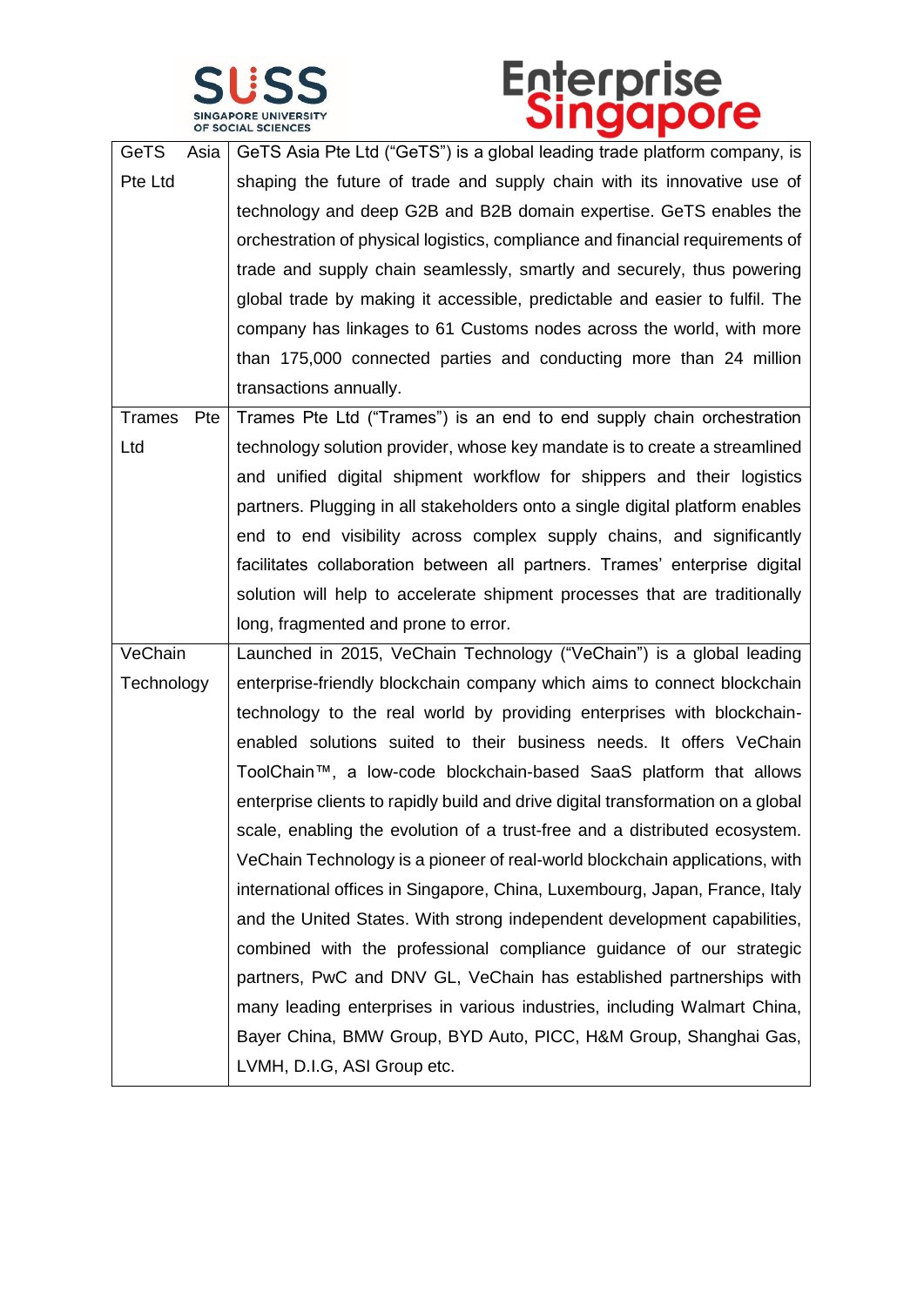| | |
|---|---|
| GeTS Asia Pte Ltd | GeTS Asia Pte Ltd ("GeTS") is a global leading trade platform company, is shaping the future of trade and supply chain with its innovative use of technology and deep G2B and B2B domain expertise. GeTS enables the orchestration of physical logistics, compliance and financial requirements of trade and supply chain seamlessly, smartly and securely, thus powering global trade by making it accessible, predictable and easier to fulfil. The company has linkages to 61 Customs nodes across the world, with more than 175,000 connected parties and conducting more than 24 million transactions annually. |
| Trames Pte Ltd | Trames Pte Ltd ("Trames") is an end to end supply chain orchestration technology solution provider, whose key mandate is to create a streamlined and unified digital shipment workflow for shippers and their logistics partners. Plugging in all stakeholders onto a single digital platform enables end to end visibility across complex supply chains, and significantly facilitates collaboration between all partners. Trames' enterprise digital solution will help to accelerate shipment processes that are traditionally long, fragmented and prone to error. |
| VeChain Technology | Launched in 2015, VeChain Technology ("VeChain") is a global leading enterprise-friendly blockchain company which aims to connect blockchain technology to the real world by providing enterprises with blockchain-enabled solutions suited to their business needs. It offers VeChain ToolChain™, a low-code blockchain-based SaaS platform that allows enterprise clients to rapidly build and drive digital transformation on a global scale, enabling the evolution of a trust-free and a distributed ecosystem. VeChain Technology is a pioneer of real-world blockchain applications, with international offices in Singapore, China, Luxembourg, Japan, France, Italy and the United States. With strong independent development capabilities, combined with the professional compliance guidance of our strategic partners, PwC and DNV GL, VeChain has established partnerships with many leading enterprises in various industries, including Walmart China, Bayer China, BMW Group, BYD Auto, PICC, H&M Group, Shanghai Gas, LVMH, D.I.G, ASI Group etc. |